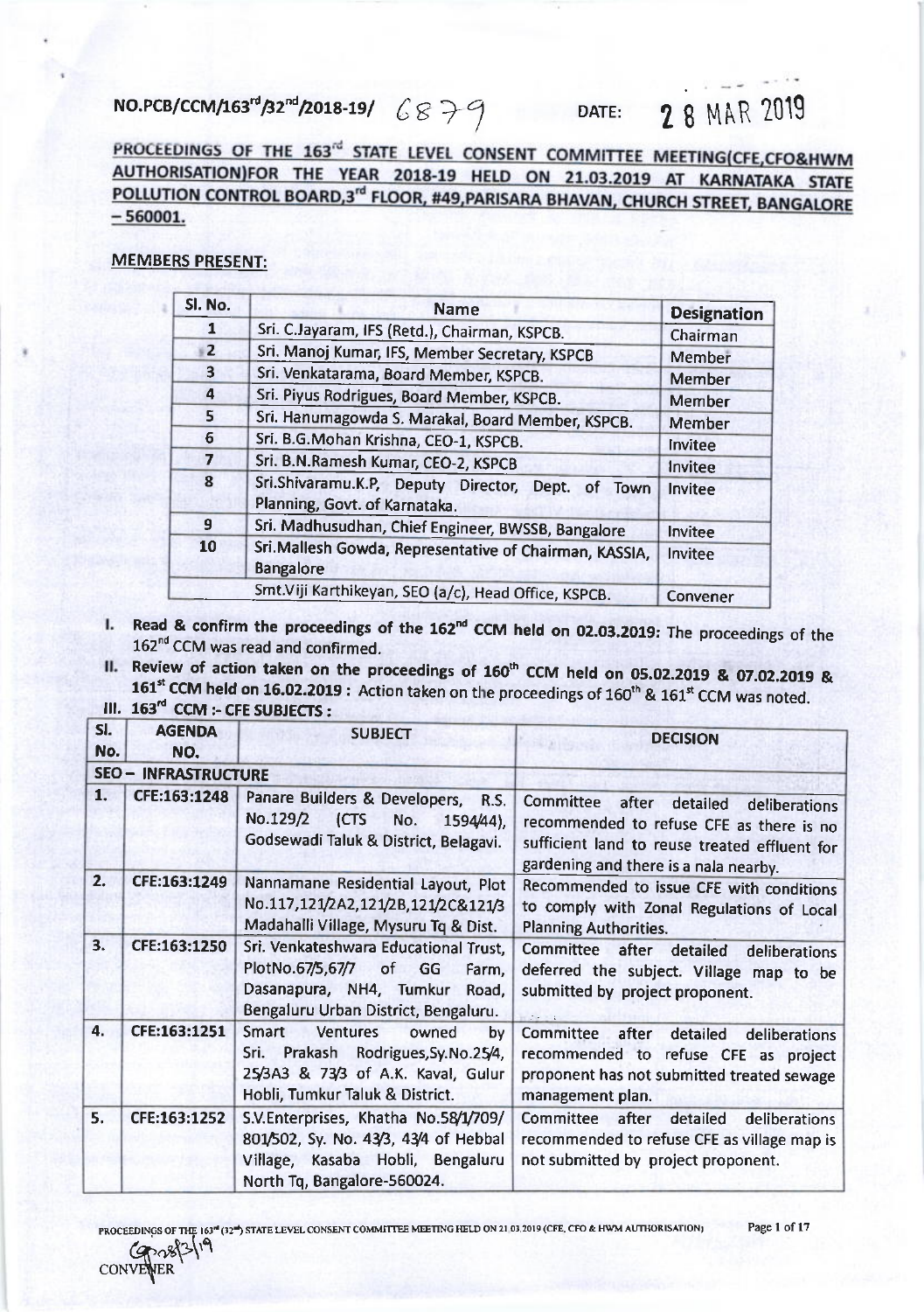NO.PCB/CCM/163rd/32nd/2018-19/ 6879 DATE: 28 MAR 2019

## PROCEEDINGS OF THE 163rd STATE LEVEL CONSENT COMMITTEE MEETING(CFE,CFO&HWM AUTHORISATION)FOR THE YEAR 2018-19 HELD ON 21.03.2019 AT KARNATAKA STATE POLLUTION CONTROL BOARD,3rd FLOOR, #49,PARISARA BHAVAN, CHURCH STREET, BANGALORE – 560001.

**MEMBERS PRESENT:**

| Sl. No. | Name | Designation |
|---|---|---|
| 1 | Sri. C.Jayaram, IFS (Retd.), Chairman, KSPCB. | Chairman |
| 2 | Sri. Manoj Kumar, IFS, Member Secretary, KSPCB | Member |
| 3 | Sri. Venkatarama, Board Member, KSPCB. | Member |
| 4 | Sri. Piyus Rodrigues, Board Member, KSPCB. | Member |
| 5 | Sri. Hanumagowda S. Marakal, Board Member, KSPCB. | Member |
| 6 | Sri. B.G.Mohan Krishna, CEO-1, KSPCB. | Invitee |
| 7 | Sri. B.N.Ramesh Kumar, CEO-2, KSPCB | Invitee |
| 8 | Sri.Shivaramu.K.P, Deputy Director, Dept. of Town Planning, Govt. of Karnataka. | Invitee |
| 9 | Sri. Madhusudhan, Chief Engineer, BWSSB, Bangalore | Invitee |
| 10 | Sri.Mallesh Gowda, Representative of Chairman, KASSIA, Bangalore | Invitee |
| | Smt.Viji Karthikeyan, SEO (a/c), Head Office, KSPCB. | Convener |

I. **Read & confirm the proceedings of the 162nd CCM held on 02.03.2019:** The proceedings of the 162nd CCM was read and confirmed.

II. **Review of action taken on the proceedings of 160th CCM held on 05.02.2019 & 07.02.2019 & 161st CCM held on 16.02.2019 :** Action taken on the proceedings of 160th & 161st CCM was noted.

III. **163rd CCM :- CFE SUBJECTS :**

| Sl. No. | AGENDA NO. | SUBJECT | DECISION |
|---|---|---|---|
| **SEO – INFRASTRUCTURE** | | | |
| 1. | CFE:163:1248 | Panare Builders & Developers, R.S. No.129/2 (CTS No. 1594/44), Godsewadi Taluk & District, Belagavi. | Committee after detailed deliberations recommended to refuse CFE as there is no sufficient land to reuse treated effluent for gardening and there is a nala nearby. |
| 2. | CFE:163:1249 | Nannamane Residential Layout, Plot No.117,121/2A2,121/2B,121/2C&121/3 Madahalli Village, Mysuru Tq & Dist. | Recommended to issue CFE with conditions to comply with Zonal Regulations of Local Planning Authorities. |
| 3. | CFE:163:1250 | Sri. Venkateshwara Educational Trust, PlotNo.67/5,67/7 of GG Farm, Dasanapura, NH4, Tumkur Road, Bengaluru Urban District, Bengaluru. | Committee after detailed deliberations deferred the subject. Village map to be submitted by project proponent. |
| 4. | CFE:163:1251 | Smart Ventures owned by Sri. Prakash Rodrigues,Sy.No.25/4, 25/3A3 & 73/3 of A.K. Kaval, Gulur Hobli, Tumkur Taluk & District. | Committee after detailed deliberations recommended to refuse CFE as project proponent has not submitted treated sewage management plan. |
| 5. | CFE:163:1252 | S.V.Enterprises, Khatha No.58/1/709/801/502, Sy. No. 43/3, 43/4 of Hebbal Village, Kasaba Hobli, Bengaluru North Tq, Bangalore-560024. | Committee after detailed deliberations recommended to refuse CFE as village map is not submitted by project proponent. |

CONVENER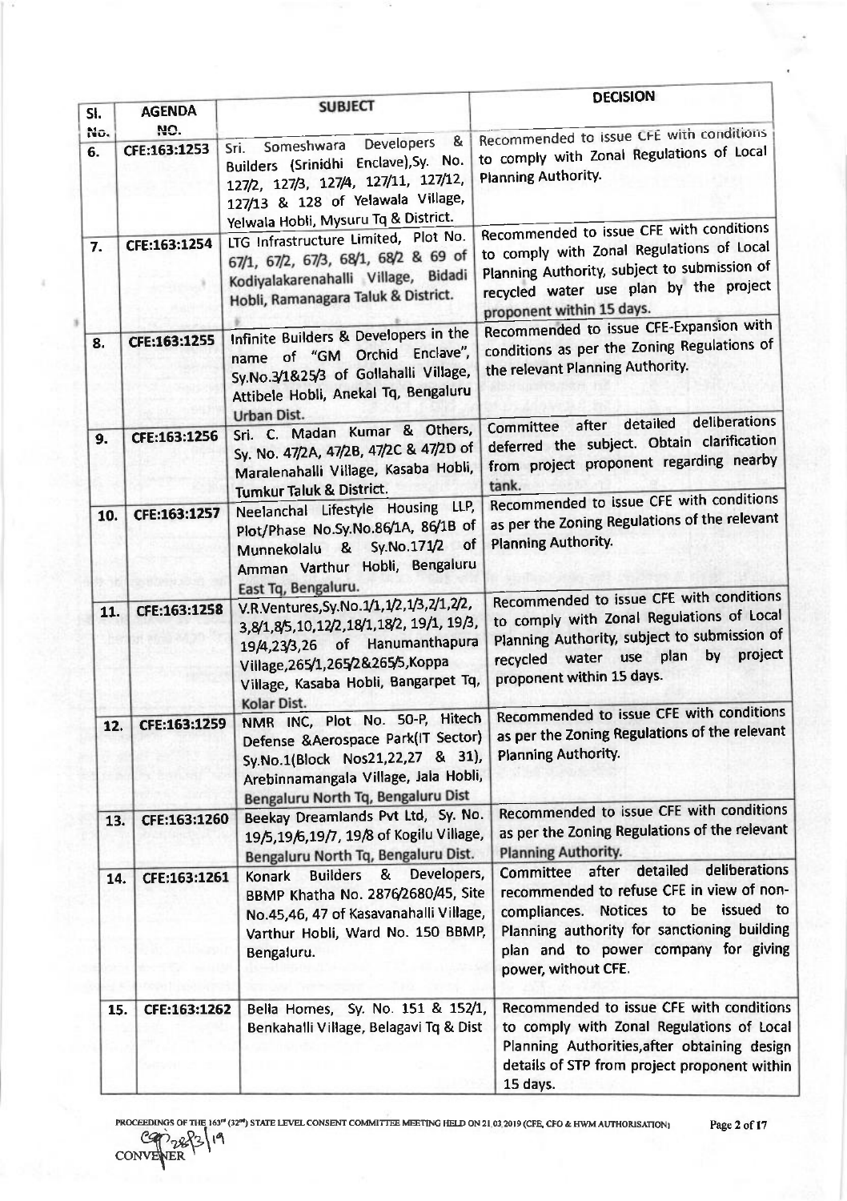| Sl. No. | AGENDA NO. | SUBJECT | DECISION |
|---|---|---|---|
| 6. | CFE:163:1253 | Sri. Someshwara Developers & Builders (Srinidhi Enclave),Sy. No. 127/2, 127/3, 127/4, 127/11, 127/12, 127/13 & 128 of Yelawala Village, Yelwala Hobli, Mysuru Tq & District. | Recommended to issue CFE with conditions to comply with Zonal Regulations of Local Planning Authority. |
| 7. | CFE:163:1254 | LTG Infrastructure Limited, Plot No. 67/1, 67/2, 67/3, 68/1, 68/2 & 69 of Kodiyalakarenahalli Village, Bidadi Hobli, Ramanagara Taluk & District. | Recommended to issue CFE with conditions to comply with Zonal Regulations of Local Planning Authority, subject to submission of recycled water use plan by the project proponent within 15 days. |
| 8. | CFE:163:1255 | Infinite Builders & Developers in the name of "GM Orchid Enclave", Sy.No.3/1&25/3 of Gollahalli Village, Attibele Hobli, Anekal Tq, Bengaluru Urban Dist. | Recommended to issue CFE-Expansion with conditions as per the Zoning Regulations of the relevant Planning Authority. |
| 9. | CFE:163:1256 | Sri. C. Madan Kumar & Others, Sy. No. 47/2A, 47/2B, 47/2C & 47/2D of Maralenahalli Village, Kasaba Hobli, Tumkur Taluk & District. | Committee after detailed deliberations deferred the subject. Obtain clarification from project proponent regarding nearby tank. |
| 10. | CFE:163:1257 | Neelanchal Lifestyle Housing LLP, Plot/Phase No.Sy.No.86/1A, 86/1B of Munnekolalu & Sy.No.171/2 of Amman Varthur Hobli, Bengaluru East Tq, Bengaluru. | Recommended to issue CFE with conditions as per the Zoning Regulations of the relevant Planning Authority. |
| 11. | CFE:163:1258 | V.R.Ventures,Sy.No.1/1,1/2,1/3,2/1,2/2, 3,8/1,8/5,10,12/2,18/1,18/2, 19/1, 19/3, 19/4,23/3,26 of Hanumanthapura Village,265/1,265/2&265/5,Koppa Village, Kasaba Hobli, Bangarpet Tq, Kolar Dist. | Recommended to issue CFE with conditions to comply with Zonal Regulations of Local Planning Authority, subject to submission of recycled water use plan by project proponent within 15 days. |
| 12. | CFE:163:1259 | NMR INC, Plot No. 50-P, Hitech Defense &Aerospace Park(IT Sector) Sy.No.1(Block Nos21,22,27 & 31), Arebinnamangala Village, Jala Hobli, Bengaluru North Tq, Bengaluru Dist | Recommended to issue CFE with conditions as per the Zoning Regulations of the relevant Planning Authority. |
| 13. | CFE:163:1260 | Beekay Dreamlands Pvt Ltd, Sy. No. 19/5,19/6,19/7, 19/8 of Kogilu Village, Bengaluru North Tq, Bengaluru Dist. | Recommended to issue CFE with conditions as per the Zoning Regulations of the relevant Planning Authority. |
| 14. | CFE:163:1261 | Konark Builders & Developers, BBMP Khatha No. 2876/2680/45, Site No.45,46, 47 of Kasavanahalli Village, Varthur Hobli, Ward No. 150 BBMP, Bengaluru. | Committee after detailed deliberations recommended to refuse CFE in view of non-compliances. Notices to be issued to Planning authority for sanctioning building plan and to power company for giving power, without CFE. |
| 15. | CFE:163:1262 | Bella Homes, Sy. No. 151 & 152/1, Benkahalli Village, Belagavi Tq & Dist | Recommended to issue CFE with conditions to comply with Zonal Regulations of Local Planning Authorities,after obtaining design details of STP from project proponent within 15 days. |

PROCEEDINGS OF THE 163rd (32nd) STATE LEVEL CONSENT COMMITTEE MEETING HELD ON 21.03.2019 (CFE, CFO & HWM AUTHORISATION)

CONVENER 28/3/19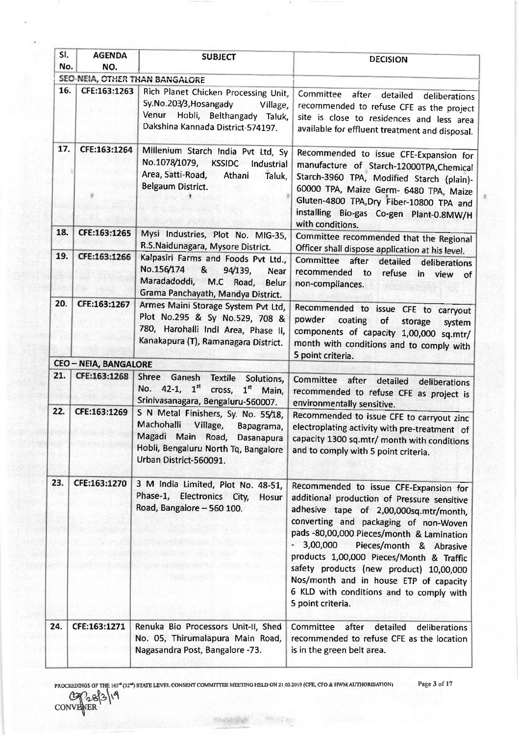| Sl. No. | AGENDA NO. | SUBJECT | DECISION |
|---|---|---|---|
| | **SEO-NEIA, OTHER THAN BANGALORE** | | |
| 16. | CFE:163:1263 | Rich Planet Chicken Processing Unit, Sy.No.203/3,Hosangady Village, Venur Hobli, Belthangady Taluk, Dakshina Kannada District-574197. | Committee after detailed deliberations recommended to refuse CFE as the project site is close to residences and less area available for effluent treatment and disposal. |
| 17. | CFE:163:1264 | Millenium Starch India Pvt Ltd, Sy No.1078/1079, KSSIDC Industrial Area, Satti-Road, Athani Taluk, Belgaum District. | Recommended to issue CFE-Expansion for manufacture of Starch-12000TPA,Chemical Starch-3960 TPA, Modified Starch (plain)-60000 TPA, Maize Germ- 6480 TPA, Maize Gluten-4800 TPA,Dry Fiber-10800 TPA and installing Bio-gas Co-gen Plant-0.8MW/H with conditions. |
| 18. | CFE:163:1265 | Mysi Industries, Plot No. MIG-35, R.S.Naidunagara, Mysore District. | Committee recommended that the Regional Officer shall dispose application at his level. |
| 19. | CFE:163:1266 | Kalpasiri Farms and Foods Pvt Ltd., No.156/174 & 94/139, Near Maradadoddi, M.C Road, Belur Grama Panchayath, Mandya District. | Committee after detailed deliberations recommended to refuse in view of non-compliances. |
| 20. | CFE:163:1267 | Armes Maini Storage System Pvt Ltd, Plot No.295 & Sy No.529, 708 & 780, Harohalli Indl Area, Phase II, Kanakapura (T), Ramanagara District. | Recommended to issue CFE to carryout powder coating of storage system components of capacity 1,00,000 sq.mtr/ month with conditions and to comply with 5 point criteria. |
| | **CEO – NEIA, BANGALORE** | | |
| 21. | CFE:163:1268 | Shree Ganesh Textile Solutions, No. 42-1, 1st cross, 1st Main, Srinivasanagara, Bengaluru-560007. | Committee after detailed deliberations recommended to refuse CFE as project is environmentally sensitive. |
| 22. | CFE:163:1269 | S N Metal Finishers, Sy. No. 55/18, Machohalli Village, Bapagrama, Magadi Main Road, Dasanapura Hobli, Bengaluru North Tq, Bangalore Urban District-560091. | Recommended to issue CFE to carryout zinc electroplating activity with pre-treatment of capacity 1300 sq.mtr/ month with conditions and to comply with 5 point criteria. |
| 23. | CFE:163:1270 | 3 M India Limited, Plot No. 48-51, Phase-1, Electronics City, Hosur Road, Bangalore – 560 100. | Recommended to issue CFE-Expansion for additional production of Pressure sensitive adhesive tape of 2,00,000sq.mtr/month, converting and packaging of non-Woven pads -80,00,000 Pieces/month & Lamination - 3,00,000 Pieces/month & Abrasive products 1,00,000 Pieces/Month & Traffic safety products (new product) 10,00,000 Nos/month and in house ETP of capacity 6 KLD with conditions and to comply with 5 point criteria. |
| 24. | CFE:163:1271 | Renuka Bio Processors Unit-II, Shed No. 05, Thirumalapura Main Road, Nagasandra Post, Bangalore -73. | Committee after detailed deliberations recommended to refuse CFE as the location is in the green belt area. |

PROCEEDINGS OF THE 163rd (32nd) STATE LEVEL CONSENT COMMITTEE MEETING HELD ON 21.03.2019 (CFE, CFO & HWM AUTHORISATION)

28/3/19
CONVENER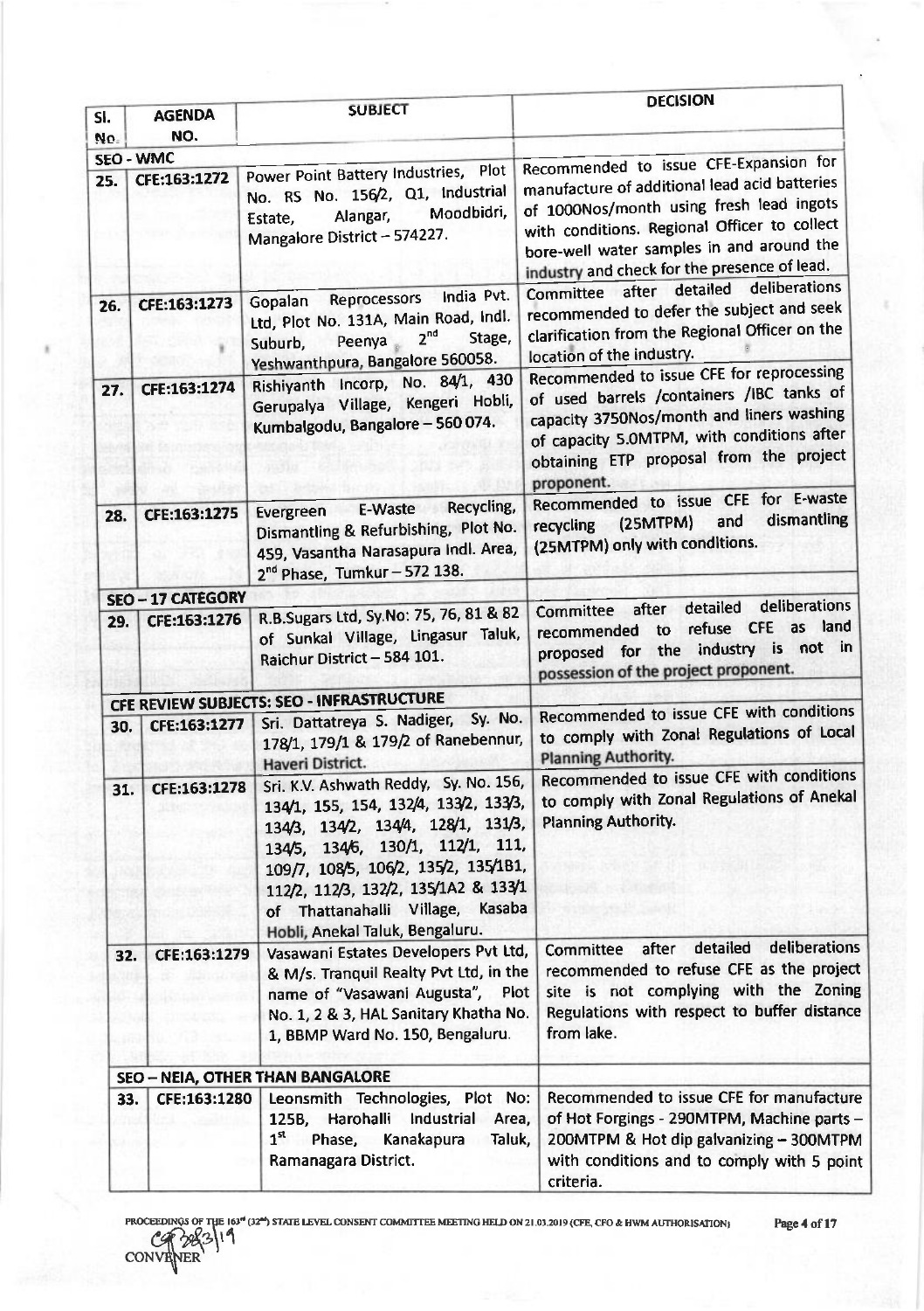| Sl. No. | AGENDA NO. | SUBJECT | DECISION |
|---|---|---|---|
| **SEO - WMC** | | | |
| 25. | CFE:163:1272 | Power Point Battery Industries, Plot No. RS No. 156/2, Q1, Industrial Estate, Alangar, Moodbidri, Mangalore District – 574227. | Recommended to issue CFE-Expansion for manufacture of additional lead acid batteries of 1000Nos/month using fresh lead ingots with conditions. Regional Officer to collect bore-well water samples in and around the industry and check for the presence of lead. |
| 26. | CFE:163:1273 | Gopalan Reprocessors India Pvt. Ltd, Plot No. 131A, Main Road, Indl. Suburb, Peenya 2[nd] Stage, Yeshwanthpura, Bangalore 560058. | Committee after detailed deliberations recommended to defer the subject and seek clarification from the Regional Officer on the location of the industry. |
| 27. | CFE:163:1274 | Rishiyanth Incorp, No. 84/1, 430 Gerupalya Village, Kengeri Hobli, Kumbalgodu, Bangalore – 560 074. | Recommended to issue CFE for reprocessing of used barrels /containers /IBC tanks of capacity 3750Nos/month and liners washing of capacity 5.0MTPM, with conditions after obtaining ETP proposal from the project proponent. |
| 28. | CFE:163:1275 | Evergreen E-Waste Recycling, Dismantling & Refurbishing, Plot No. 459, Vasantha Narasapura Indl. Area, 2[nd] Phase, Tumkur – 572 138. | Recommended to issue CFE for E-waste recycling (25MTPM) and dismantling (25MTPM) only with conditions. |
| **SEO – 17 CATEGORY** | | | |
| 29. | CFE:163:1276 | R.B.Sugars Ltd, Sy.No: 75, 76, 81 & 82 of Sunkal Village, Lingasur Taluk, Raichur District – 584 101. | Committee after detailed deliberations recommended to refuse CFE as land proposed for the industry is not in possession of the project proponent. |
| **CFE REVIEW SUBJECTS: SEO - INFRASTRUCTURE** | | | |
| 30. | CFE:163:1277 | Sri. Dattatreya S. Nadiger, Sy. No. 178/1, 179/1 & 179/2 of Ranebennur, Haveri District. | Recommended to issue CFE with conditions to comply with Zonal Regulations of Local Planning Authority. |
| 31. | CFE:163:1278 | Sri. K.V. Ashwath Reddy, Sy. No. 156, 134/1, 155, 154, 132/4, 133/2, 133/3, 134/3, 134/2, 134/4, 128/1, 131/3, 134/5, 134/6, 130/1, 112/1, 111, 109/7, 108/5, 106/2, 135/2, 135/1B1, 112/2, 112/3, 132/2, 135/1A2 & 133/1 of Thattanahalli Village, Kasaba Hobli, Anekal Taluk, Bengaluru. | Recommended to issue CFE with conditions to comply with Zonal Regulations of Anekal Planning Authority. |
| 32. | CFE:163:1279 | Vasawani Estates Developers Pvt Ltd, & M/s. Tranquil Realty Pvt Ltd, in the name of "Vasawani Augusta", Plot No. 1, 2 & 3, HAL Sanitary Khatha No. 1, BBMP Ward No. 150, Bengaluru. | Committee after detailed deliberations recommended to refuse CFE as the project site is not complying with the Zoning Regulations with respect to buffer distance from lake. |
| **SEO – NEIA, OTHER THAN BANGALORE** | | | |
| 33. | CFE:163:1280 | Leonsmith Technologies, Plot No: 125B, Harohalli Industrial Area, 1[st] Phase, Kanakapura Taluk, Ramanagara District. | Recommended to issue CFE for manufacture of Hot Forgings - 290MTPM, Machine parts – 200MTPM & Hot dip galvanizing – 300MTPM with conditions and to comply with 5 point criteria. |

PROCEEDINGS OF THE 163[rd] (32[nd]) STATE LEVEL CONSENT COMMITTEE MEETING HELD ON 21.03.2019 (CFE, CFO & HWM AUTHORISATION)

28/3/19
CONVENER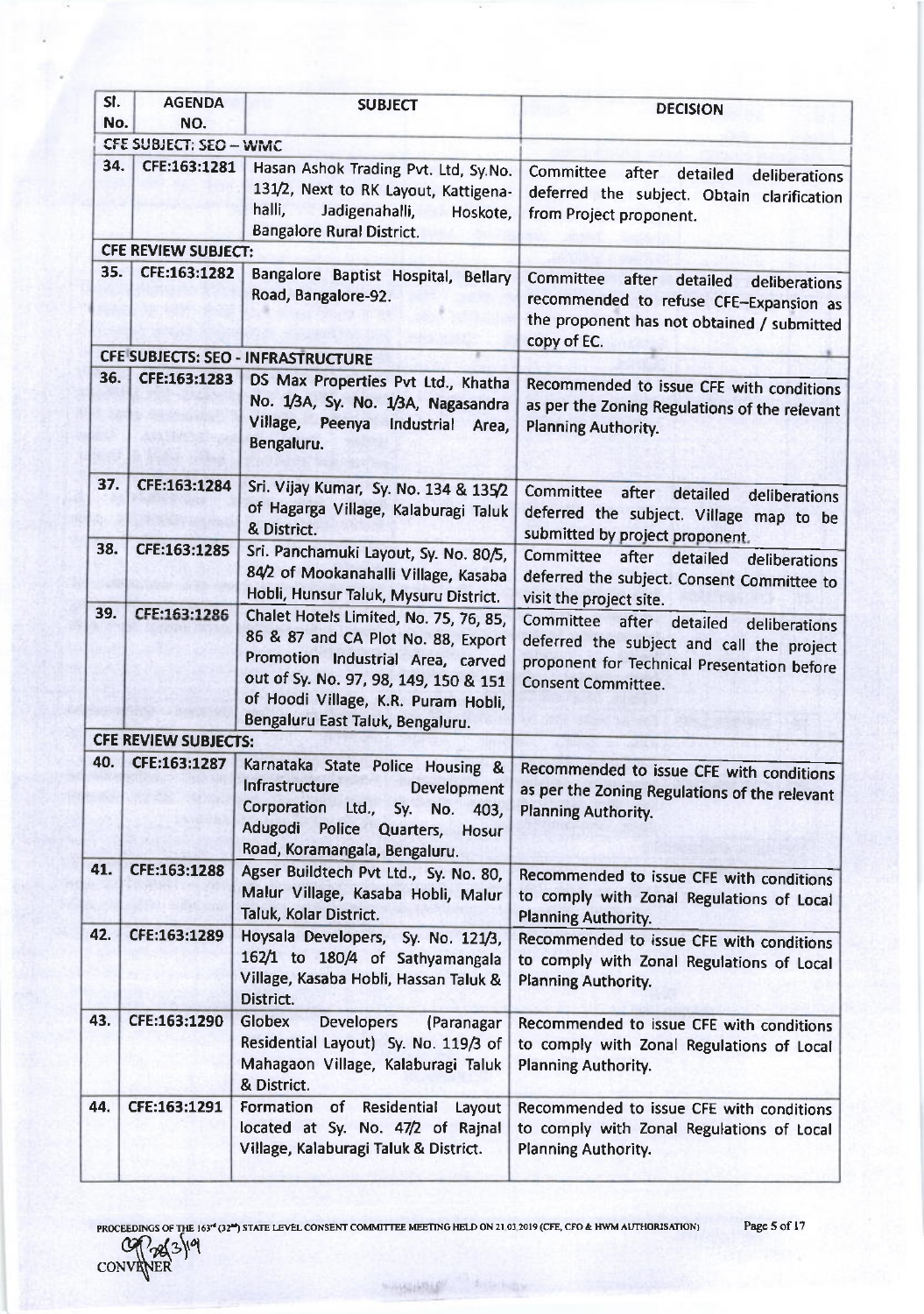| Sl. No. | AGENDA NO. | SUBJECT | DECISION |
|---|---|---|---|
| **CFE SUBJECT: SEO – WMC** | | | |
| 34. | CFE:163:1281 | Hasan Ashok Trading Pvt. Ltd, Sy.No. 131/2, Next to RK Layout, Kattigenahalli, Jadigenahalli, Hoskote, Bangalore Rural District. | Committee after detailed deliberations deferred the subject. Obtain clarification from Project proponent. |
| **CFE REVIEW SUBJECT:** | | | |
| 35. | CFE:163:1282 | Bangalore Baptist Hospital, Bellary Road, Bangalore-92. | Committee after detailed deliberations recommended to refuse CFE–Expansion as the proponent has not obtained / submitted copy of EC. |
| **CFE SUBJECTS: SEO - INFRASTRUCTURE** | | | |
| 36. | CFE:163:1283 | DS Max Properties Pvt Ltd., Khatha No. 1/3A, Sy. No. 1/3A, Nagasandra Village, Peenya Industrial Area, Bengaluru. | Recommended to issue CFE with conditions as per the Zoning Regulations of the relevant Planning Authority. |
| 37. | CFE:163:1284 | Sri. Vijay Kumar, Sy. No. 134 & 135/2 of Hagarga Village, Kalaburagi Taluk & District. | Committee after detailed deliberations deferred the subject. Village map to be submitted by project proponent. |
| 38. | CFE:163:1285 | Sri. Panchamuki Layout, Sy. No. 80/5, 84/2 of Mookanahalli Village, Kasaba Hobli, Hunsur Taluk, Mysuru District. | Committee after detailed deliberations deferred the subject. Consent Committee to visit the project site. |
| 39. | CFE:163:1286 | Chalet Hotels Limited, No. 75, 76, 85, 86 & 87 and CA Plot No. 88, Export Promotion Industrial Area, carved out of Sy. No. 97, 98, 149, 150 & 151 of Hoodi Village, K.R. Puram Hobli, Bengaluru East Taluk, Bengaluru. | Committee after detailed deliberations deferred the subject and call the project proponent for Technical Presentation before Consent Committee. |
| **CFE REVIEW SUBJECTS:** | | | |
| 40. | CFE:163:1287 | Karnataka State Police Housing & Infrastructure Development Corporation Ltd., Sy. No. 403, Adugodi Police Quarters, Hosur Road, Koramangala, Bengaluru. | Recommended to issue CFE with conditions as per the Zoning Regulations of the relevant Planning Authority. |
| 41. | CFE:163:1288 | Agser Buildtech Pvt Ltd., Sy. No. 80, Malur Village, Kasaba Hobli, Malur Taluk, Kolar District. | Recommended to issue CFE with conditions to comply with Zonal Regulations of Local Planning Authority. |
| 42. | CFE:163:1289 | Hoysala Developers, Sy. No. 121/3, 162/1 to 180/4 of Sathyamangala Village, Kasaba Hobli, Hassan Taluk & District. | Recommended to issue CFE with conditions to comply with Zonal Regulations of Local Planning Authority. |
| 43. | CFE:163:1290 | Globex Developers (Paranagar Residential Layout) Sy. No. 119/3 of Mahagaon Village, Kalaburagi Taluk & District. | Recommended to issue CFE with conditions to comply with Zonal Regulations of Local Planning Authority. |
| 44. | CFE:163:1291 | Formation of Residential Layout located at Sy. No. 47/2 of Rajnal Village, Kalaburagi Taluk & District. | Recommended to issue CFE with conditions to comply with Zonal Regulations of Local Planning Authority. |

PROCEEDINGS OF THE 163rd (32nd) STATE LEVEL CONSENT COMMITTEE MEETING HELD ON 21.03.2019 (CFE, CFO & HWM AUTHORISATION)

CONVENER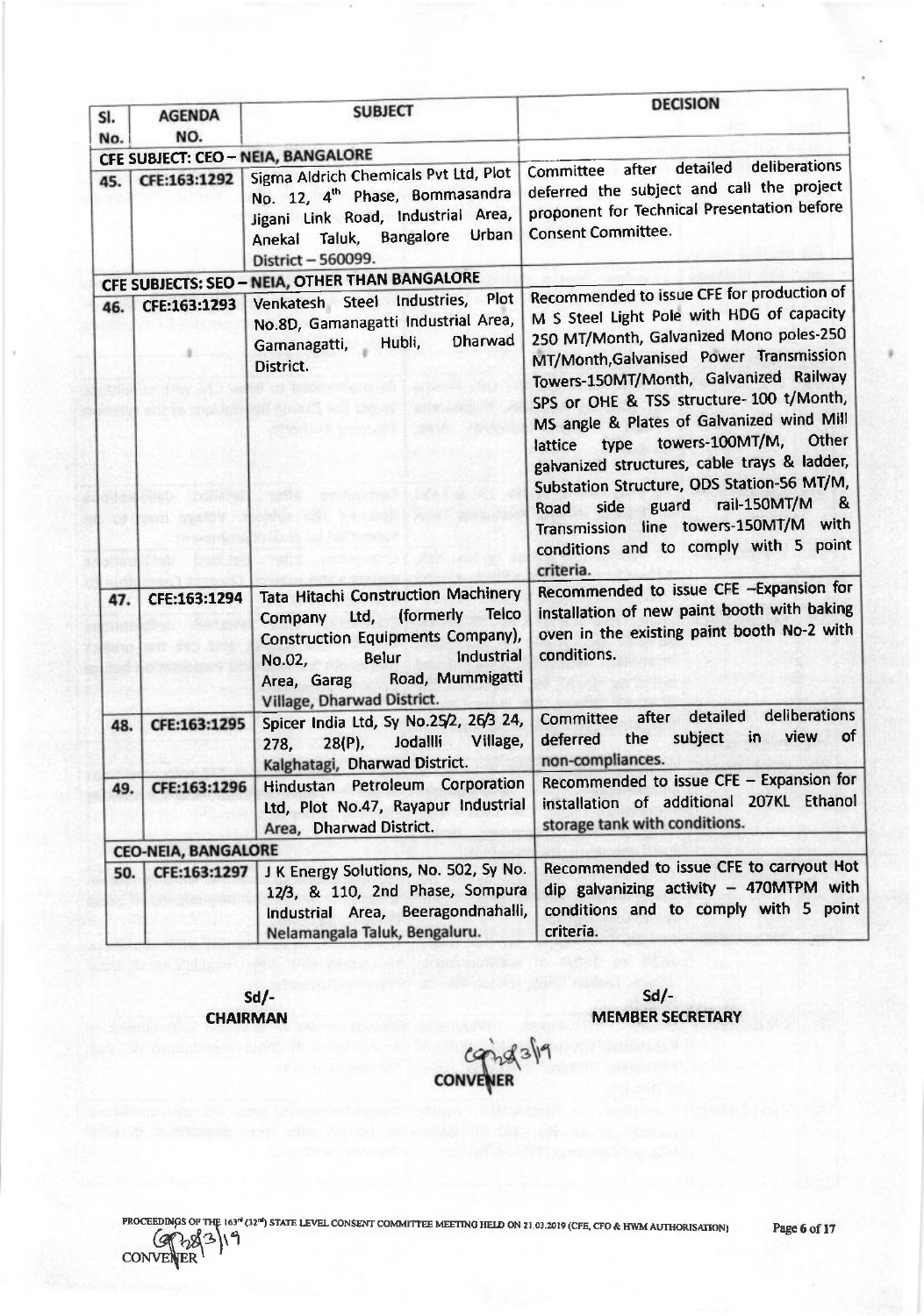| Sl. No. | AGENDA NO. | SUBJECT | DECISION |
|---|---|---|---|
| **CFE SUBJECT: CEO – NEIA, BANGALORE** | | | |
| 45. | CFE:163:1292 | Sigma Aldrich Chemicals Pvt Ltd, Plot No. 12, 4th Phase, Bommasandra Jigani Link Road, Industrial Area, Anekal Taluk, Bangalore Urban District – 560099. | Committee after detailed deliberations deferred the subject and call the project proponent for Technical Presentation before Consent Committee. |
| **CFE SUBJECTS: SEO – NEIA, OTHER THAN BANGALORE** | | | |
| 46. | CFE:163:1293 | Venkatesh Steel Industries, Plot No.8D, Gamanagatti Industrial Area, Gamanagatti, Hubli, Dharwad District. | Recommended to issue CFE for production of M S Steel Light Pole with HDG of capacity 250 MT/Month, Galvanized Mono poles-250 MT/Month,Galvanised Power Transmission Towers-150MT/Month, Galvanized Railway SPS or OHE & TSS structure- 100 t/Month, MS angle & Plates of Galvanized wind Mill lattice type towers-100MT/M, Other galvanized structures, cable trays & ladder, Substation Structure, ODS Station-56 MT/M, Road side guard rail-150MT/M & Transmission line towers-150MT/M with conditions and to comply with 5 point criteria. |
| 47. | CFE:163:1294 | Tata Hitachi Construction Machinery Company Ltd, (formerly Telco Construction Equipments Company), No.02, Belur Industrial Area, Garag Road, Mummigatti Village, Dharwad District. | Recommended to issue CFE –Expansion for installation of new paint booth with baking oven in the existing paint booth No-2 with conditions. |
| 48. | CFE:163:1295 | Spicer India Ltd, Sy No.25/2, 26/3 24, 278, 28(P), Jodallli Village, Kalghatagi, Dharwad District. | Committee after detailed deliberations deferred the subject in view of non-compliances. |
| 49. | CFE:163:1296 | Hindustan Petroleum Corporation Ltd, Plot No.47, Rayapur Industrial Area, Dharwad District. | Recommended to issue CFE – Expansion for installation of additional 207KL Ethanol storage tank with conditions. |
| **CEO-NEIA, BANGALORE** | | | |
| 50. | CFE:163:1297 | J K Energy Solutions, No. 502, Sy No. 12/3, & 110, 2nd Phase, Sompura Industrial Area, Beeragondnahalli, Nelamangala Taluk, Bengaluru. | Recommended to issue CFE to carryout Hot dip galvanizing activity – 470MTPM with conditions and to comply with 5 point criteria. |

Sd/-
**CHAIRMAN**

Sd/-
**MEMBER SECRETARY**

**CONVENER**

PROCEEDINGS OF THE 163rd (32nd) STATE LEVEL CONSENT COMMITTEE MEETING HELD ON 21.03.2019 (CFE, CFO & HWM AUTHORISATION)

CONVENER